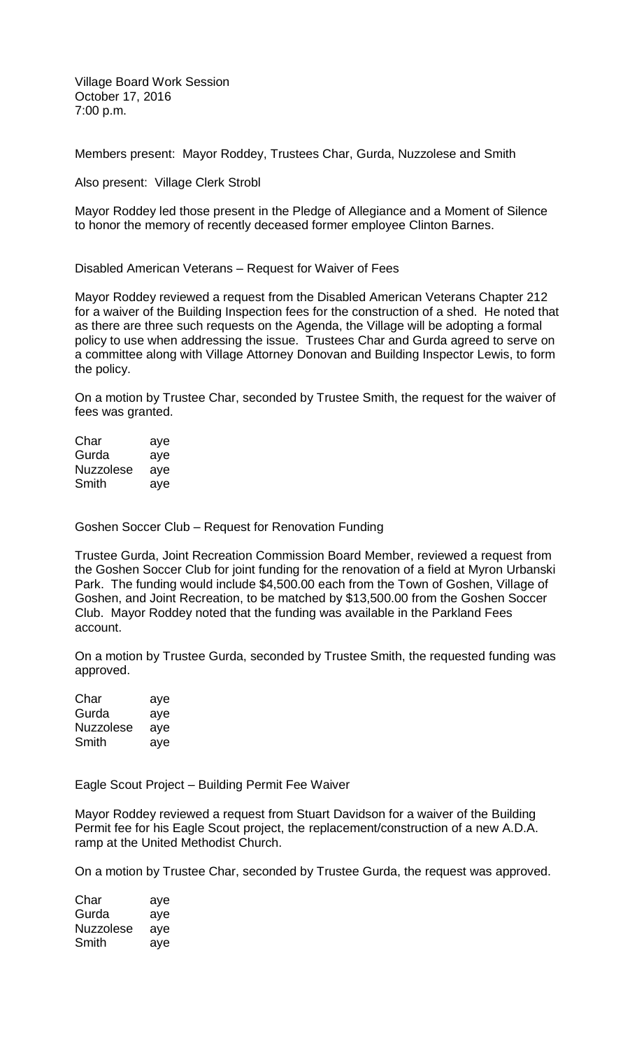Village Board Work Session
October 17, 2016
7:00 p.m.

Members present: Mayor Roddey, Trustees Char, Gurda, Nuzzolese and Smith

Also present: Village Clerk Strobl

Mayor Roddey led those present in the Pledge of Allegiance and a Moment of Silence to honor the memory of recently deceased former employee Clinton Barnes.

Disabled American Veterans – Request for Waiver of Fees

Mayor Roddey reviewed a request from the Disabled American Veterans Chapter 212 for a waiver of the Building Inspection fees for the construction of a shed. He noted that as there are three such requests on the Agenda, the Village will be adopting a formal policy to use when addressing the issue. Trustees Char and Gurda agreed to serve on a committee along with Village Attorney Donovan and Building Inspector Lewis, to form the policy.

On a motion by Trustee Char, seconded by Trustee Smith, the request for the waiver of fees was granted.

| | |
|---|---|
| Char | aye |
| Gurda | aye |
| Nuzzolese | aye |
| Smith | aye |

Goshen Soccer Club – Request for Renovation Funding

Trustee Gurda, Joint Recreation Commission Board Member, reviewed a request from the Goshen Soccer Club for joint funding for the renovation of a field at Myron Urbanski Park. The funding would include $4,500.00 each from the Town of Goshen, Village of Goshen, and Joint Recreation, to be matched by $13,500.00 from the Goshen Soccer Club. Mayor Roddey noted that the funding was available in the Parkland Fees account.

On a motion by Trustee Gurda, seconded by Trustee Smith, the requested funding was approved.

| | |
|---|---|
| Char | aye |
| Gurda | aye |
| Nuzzolese | aye |
| Smith | aye |

Eagle Scout Project – Building Permit Fee Waiver

Mayor Roddey reviewed a request from Stuart Davidson for a waiver of the Building Permit fee for his Eagle Scout project, the replacement/construction of a new A.D.A. ramp at the United Methodist Church.

On a motion by Trustee Char, seconded by Trustee Gurda, the request was approved.

| | |
|---|---|
| Char | aye |
| Gurda | aye |
| Nuzzolese | aye |
| Smith | aye |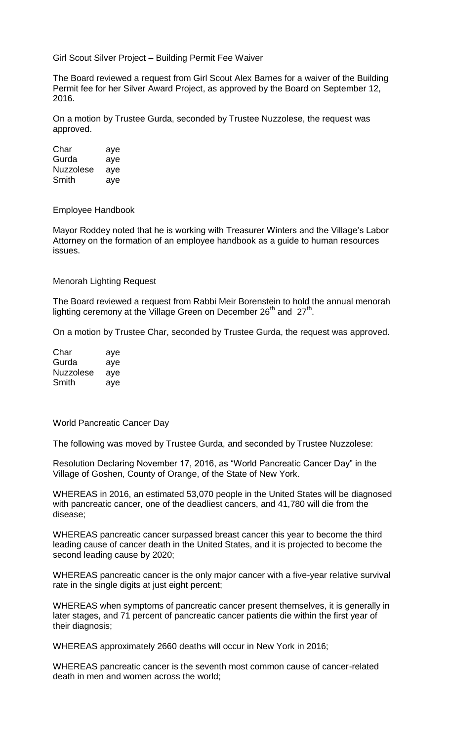Girl Scout Silver Project – Building Permit Fee Waiver

The Board reviewed a request from Girl Scout Alex Barnes for a waiver of the Building Permit fee for her Silver Award Project, as approved by the Board on September 12, 2016.

On a motion by Trustee Gurda, seconded by Trustee Nuzzolese, the request was approved.

| | |
|---|---|
| Char | aye |
| Gurda | aye |
| Nuzzolese | aye |
| Smith | aye |

Employee Handbook

Mayor Roddey noted that he is working with Treasurer Winters and the Village's Labor Attorney on the formation of an employee handbook as a guide to human resources issues.

Menorah Lighting Request

The Board reviewed a request from Rabbi Meir Borenstein to hold the annual menorah lighting ceremony at the Village Green on December 26th and 27th.

On a motion by Trustee Char, seconded by Trustee Gurda, the request was approved.

| | |
|---|---|
| Char | aye |
| Gurda | aye |
| Nuzzolese | aye |
| Smith | aye |

World Pancreatic Cancer Day

The following was moved by Trustee Gurda, and seconded by Trustee Nuzzolese:

Resolution Declaring November 17, 2016, as "World Pancreatic Cancer Day" in the Village of Goshen, County of Orange, of the State of New York.

WHEREAS in 2016, an estimated 53,070 people in the United States will be diagnosed with pancreatic cancer, one of the deadliest cancers, and 41,780 will die from the disease;

WHEREAS pancreatic cancer surpassed breast cancer this year to become the third leading cause of cancer death in the United States, and it is projected to become the second leading cause by 2020;

WHEREAS pancreatic cancer is the only major cancer with a five-year relative survival rate in the single digits at just eight percent;

WHEREAS when symptoms of pancreatic cancer present themselves, it is generally in later stages, and 71 percent of pancreatic cancer patients die within the first year of their diagnosis;

WHEREAS approximately 2660 deaths will occur in New York in 2016;

WHEREAS pancreatic cancer is the seventh most common cause of cancer-related death in men and women across the world;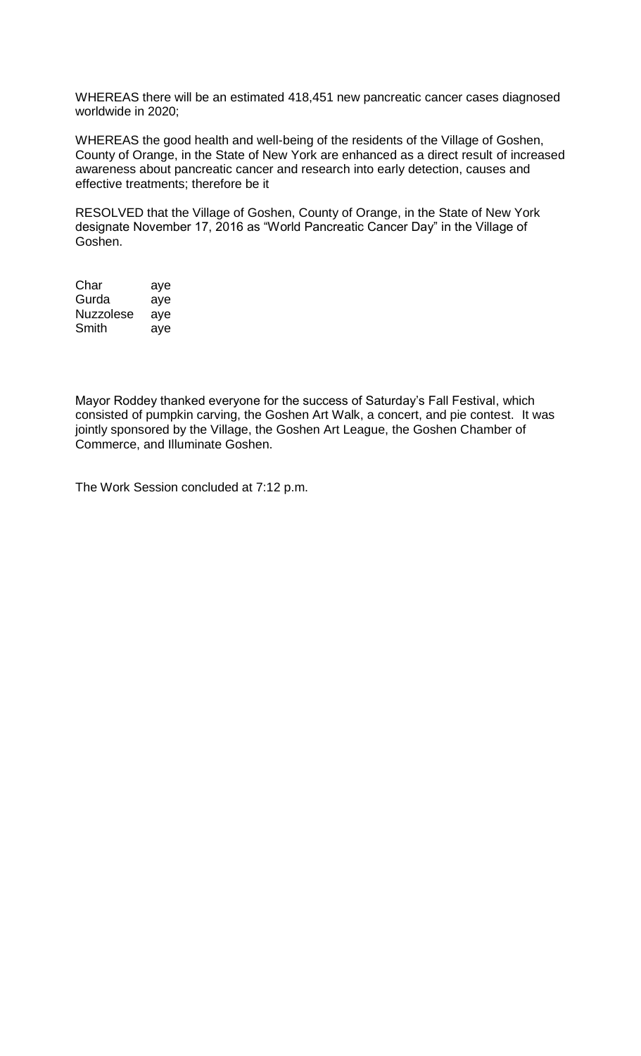WHEREAS there will be an estimated 418,451 new pancreatic cancer cases diagnosed worldwide in 2020;

WHEREAS the good health and well-being of the residents of the Village of Goshen, County of Orange, in the State of New York are enhanced as a direct result of increased awareness about pancreatic cancer and research into early detection, causes and effective treatments; therefore be it

RESOLVED that the Village of Goshen, County of Orange, in the State of New York designate November 17, 2016 as "World Pancreatic Cancer Day" in the Village of Goshen.

| | |
|---|---|
| Char | aye |
| Gurda | aye |
| Nuzzolese | aye |
| Smith | aye |

Mayor Roddey thanked everyone for the success of Saturday's Fall Festival, which consisted of pumpkin carving, the Goshen Art Walk, a concert, and pie contest. It was jointly sponsored by the Village, the Goshen Art League, the Goshen Chamber of Commerce, and Illuminate Goshen.

The Work Session concluded at 7:12 p.m.